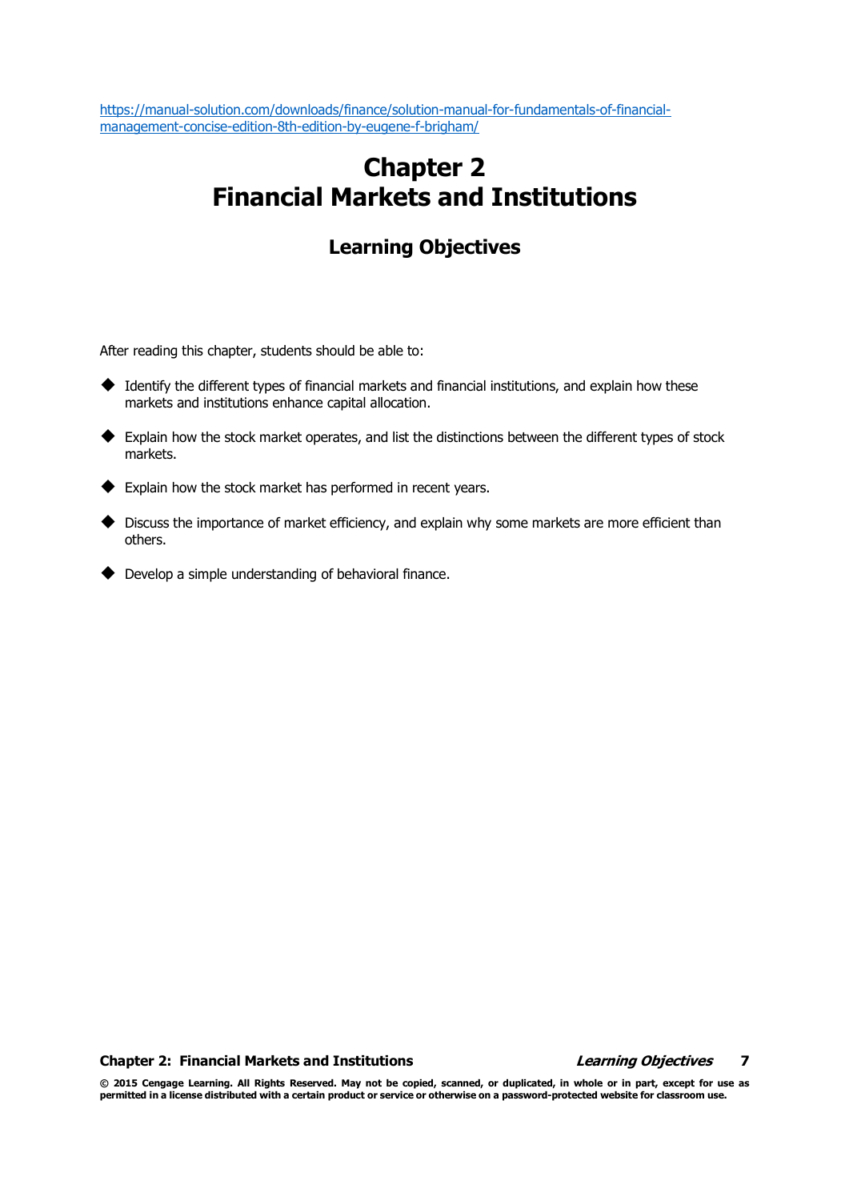https://manual-solution.com/downloads/finance/solution-manual-for-fundamentals-of-financial-management-concise-edition-8th-edition-by-eugene-f-brigham/

# Chapter 2
# Financial Markets and Institutions

## Learning Objectives

After reading this chapter, students should be able to:

- Identify the different types of financial markets and financial institutions, and explain how these markets and institutions enhance capital allocation.
- Explain how the stock market operates, and list the distinctions between the different types of stock markets.
- Explain how the stock market has performed in recent years.
- Discuss the importance of market efficiency, and explain why some markets are more efficient than others.
- Develop a simple understanding of behavioral finance.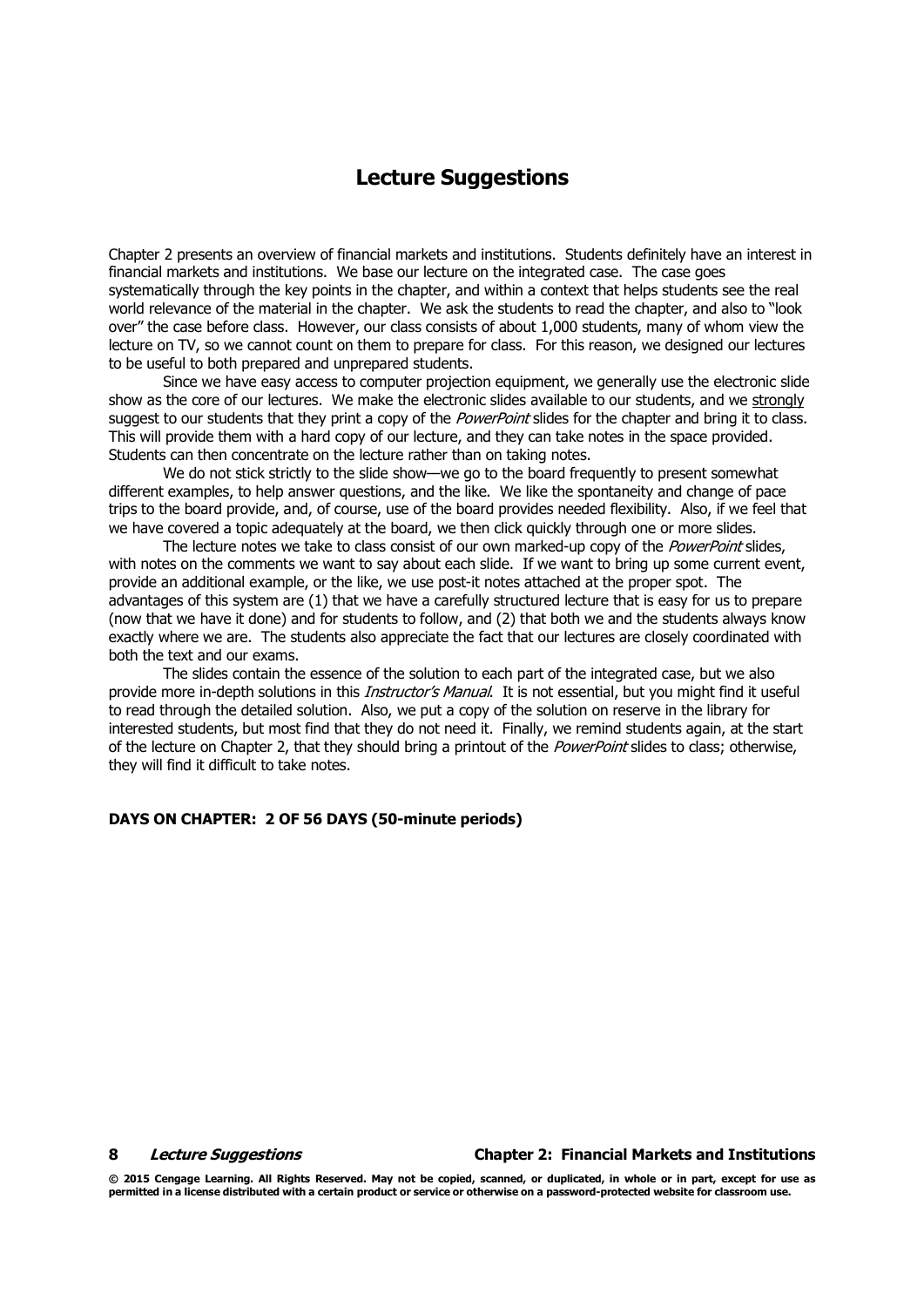# Lecture Suggestions

Chapter 2 presents an overview of financial markets and institutions. Students definitely have an interest in financial markets and institutions. We base our lecture on the integrated case. The case goes systematically through the key points in the chapter, and within a context that helps students see the real world relevance of the material in the chapter. We ask the students to read the chapter, and also to "look over" the case before class. However, our class consists of about 1,000 students, many of whom view the lecture on TV, so we cannot count on them to prepare for class. For this reason, we designed our lectures to be useful to both prepared and unprepared students.

Since we have easy access to computer projection equipment, we generally use the electronic slide show as the core of our lectures. We make the electronic slides available to our students, and we strongly suggest to our students that they print a copy of the *PowerPoint* slides for the chapter and bring it to class. This will provide them with a hard copy of our lecture, and they can take notes in the space provided. Students can then concentrate on the lecture rather than on taking notes.

We do not stick strictly to the slide show—we go to the board frequently to present somewhat different examples, to help answer questions, and the like. We like the spontaneity and change of pace trips to the board provide, and, of course, use of the board provides needed flexibility. Also, if we feel that we have covered a topic adequately at the board, we then click quickly through one or more slides.

The lecture notes we take to class consist of our own marked-up copy of the *PowerPoint* slides, with notes on the comments we want to say about each slide. If we want to bring up some current event, provide an additional example, or the like, we use post-it notes attached at the proper spot. The advantages of this system are (1) that we have a carefully structured lecture that is easy for us to prepare (now that we have it done) and for students to follow, and (2) that both we and the students always know exactly where we are. The students also appreciate the fact that our lectures are closely coordinated with both the text and our exams.

The slides contain the essence of the solution to each part of the integrated case, but we also provide more in-depth solutions in this *Instructor's Manual*. It is not essential, but you might find it useful to read through the detailed solution. Also, we put a copy of the solution on reserve in the library for interested students, but most find that they do not need it. Finally, we remind students again, at the start of the lecture on Chapter 2, that they should bring a printout of the *PowerPoint* slides to class; otherwise, they will find it difficult to take notes.

**DAYS ON CHAPTER: 2 OF 56 DAYS (50-minute periods)**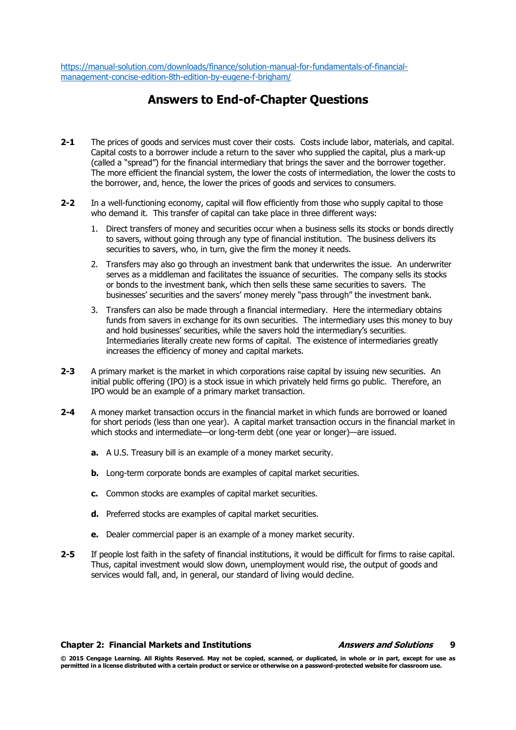https://manual-solution.com/downloads/finance/solution-manual-for-fundamentals-of-financial-management-concise-edition-8th-edition-by-eugene-f-brigham/

## Answers to End-of-Chapter Questions

**2-1** The prices of goods and services must cover their costs. Costs include labor, materials, and capital. Capital costs to a borrower include a return to the saver who supplied the capital, plus a mark-up (called a "spread") for the financial intermediary that brings the saver and the borrower together. The more efficient the financial system, the lower the costs of intermediation, the lower the costs to the borrower, and, hence, the lower the prices of goods and services to consumers.

**2-2** In a well-functioning economy, capital will flow efficiently from those who supply capital to those who demand it. This transfer of capital can take place in three different ways:

1. Direct transfers of money and securities occur when a business sells its stocks or bonds directly to savers, without going through any type of financial institution. The business delivers its securities to savers, who, in turn, give the firm the money it needs.
2. Transfers may also go through an investment bank that underwrites the issue. An underwriter serves as a middleman and facilitates the issuance of securities. The company sells its stocks or bonds to the investment bank, which then sells these same securities to savers. The businesses' securities and the savers' money merely "pass through" the investment bank.
3. Transfers can also be made through a financial intermediary. Here the intermediary obtains funds from savers in exchange for its own securities. The intermediary uses this money to buy and hold businesses' securities, while the savers hold the intermediary's securities. Intermediaries literally create new forms of capital. The existence of intermediaries greatly increases the efficiency of money and capital markets.

**2-3** A primary market is the market in which corporations raise capital by issuing new securities. An initial public offering (IPO) is a stock issue in which privately held firms go public. Therefore, an IPO would be an example of a primary market transaction.

**2-4** A money market transaction occurs in the financial market in which funds are borrowed or loaned for short periods (less than one year). A capital market transaction occurs in the financial market in which stocks and intermediate—or long-term debt (one year or longer)—are issued.

**a.** A U.S. Treasury bill is an example of a money market security.

**b.** Long-term corporate bonds are examples of capital market securities.

**c.** Common stocks are examples of capital market securities.

**d.** Preferred stocks are examples of capital market securities.

**e.** Dealer commercial paper is an example of a money market security.

**2-5** If people lost faith in the safety of financial institutions, it would be difficult for firms to raise capital. Thus, capital investment would slow down, unemployment would rise, the output of goods and services would fall, and, in general, our standard of living would decline.

**Chapter 2: Financial Markets and Institutions** ***Answers and Solutions***

**© 2015 Cengage Learning. All Rights Reserved. May not be copied, scanned, or duplicated, in whole or in part, except for use as permitted in a license distributed with a certain product or service or otherwise on a password-protected website for classroom use.**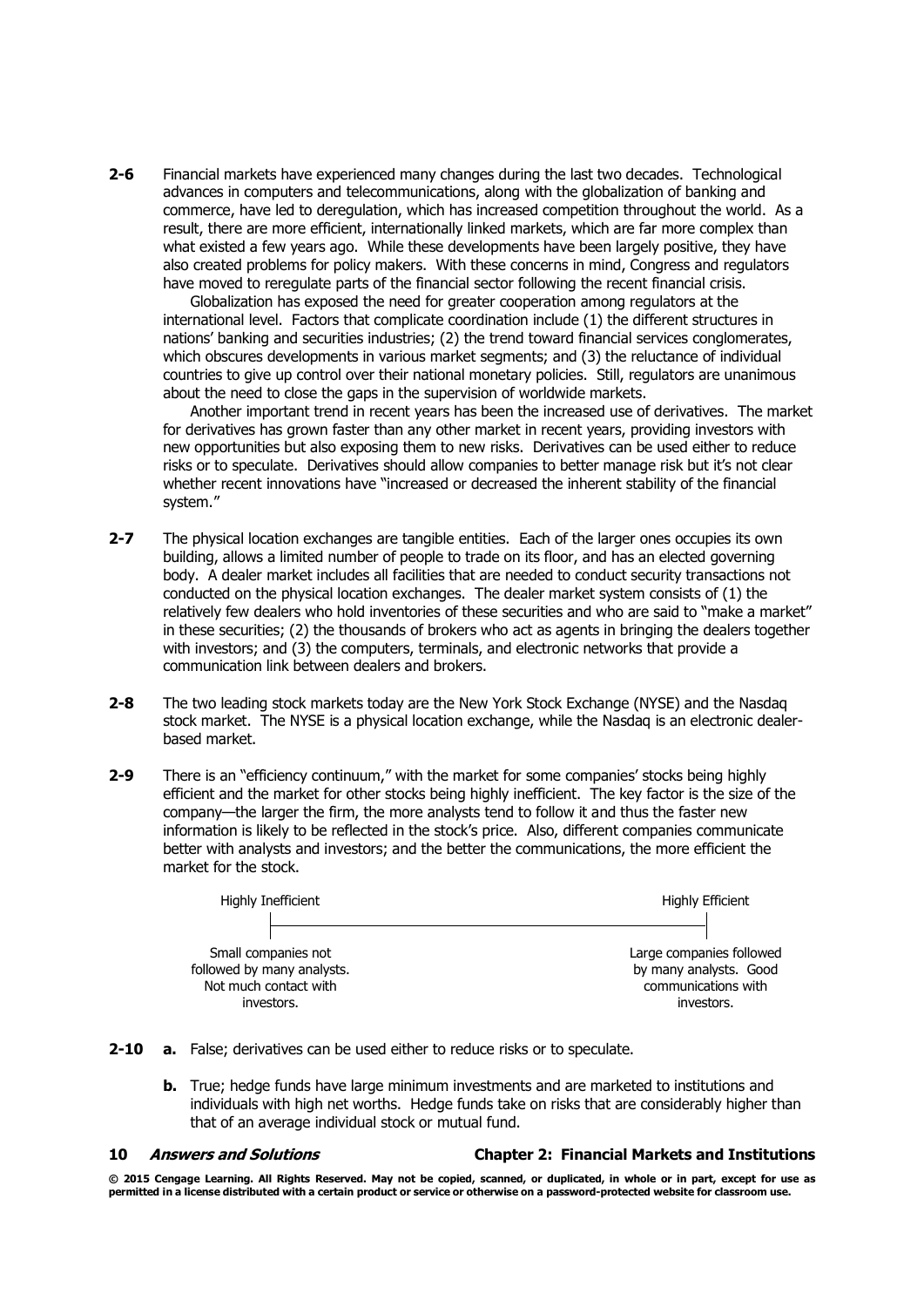**2-6** Financial markets have experienced many changes during the last two decades. Technological advances in computers and telecommunications, along with the globalization of banking and commerce, have led to deregulation, which has increased competition throughout the world. As a result, there are more efficient, internationally linked markets, which are far more complex than what existed a few years ago. While these developments have been largely positive, they have also created problems for policy makers. With these concerns in mind, Congress and regulators have moved to reregulate parts of the financial sector following the recent financial crisis.

Globalization has exposed the need for greater cooperation among regulators at the international level. Factors that complicate coordination include (1) the different structures in nations' banking and securities industries; (2) the trend toward financial services conglomerates, which obscures developments in various market segments; and (3) the reluctance of individual countries to give up control over their national monetary policies. Still, regulators are unanimous about the need to close the gaps in the supervision of worldwide markets.

Another important trend in recent years has been the increased use of derivatives. The market for derivatives has grown faster than any other market in recent years, providing investors with new opportunities but also exposing them to new risks. Derivatives can be used either to reduce risks or to speculate. Derivatives should allow companies to better manage risk but it's not clear whether recent innovations have "increased or decreased the inherent stability of the financial system."

**2-7** The physical location exchanges are tangible entities. Each of the larger ones occupies its own building, allows a limited number of people to trade on its floor, and has an elected governing body. A dealer market includes all facilities that are needed to conduct security transactions not conducted on the physical location exchanges. The dealer market system consists of (1) the relatively few dealers who hold inventories of these securities and who are said to "make a market" in these securities; (2) the thousands of brokers who act as agents in bringing the dealers together with investors; and (3) the computers, terminals, and electronic networks that provide a communication link between dealers and brokers.

**2-8** The two leading stock markets today are the New York Stock Exchange (NYSE) and the Nasdaq stock market. The NYSE is a physical location exchange, while the Nasdaq is an electronic dealer-based market.

**2-9** There is an "efficiency continuum," with the market for some companies' stocks being highly efficient and the market for other stocks being highly inefficient. The key factor is the size of the company—the larger the firm, the more analysts tend to follow it and thus the faster new information is likely to be reflected in the stock's price. Also, different companies communicate better with analysts and investors; and the better the communications, the more efficient the market for the stock.

| Highly Inefficient | Highly Efficient |
|---|---|
| Small companies not followed by many analysts. Not much contact with investors. | Large companies followed by many analysts. Good communications with investors. |

**2-10** **a.** False; derivatives can be used either to reduce risks or to speculate.

**b.** True; hedge funds have large minimum investments and are marketed to institutions and individuals with high net worths. Hedge funds take on risks that are considerably higher than that of an average individual stock or mutual fund.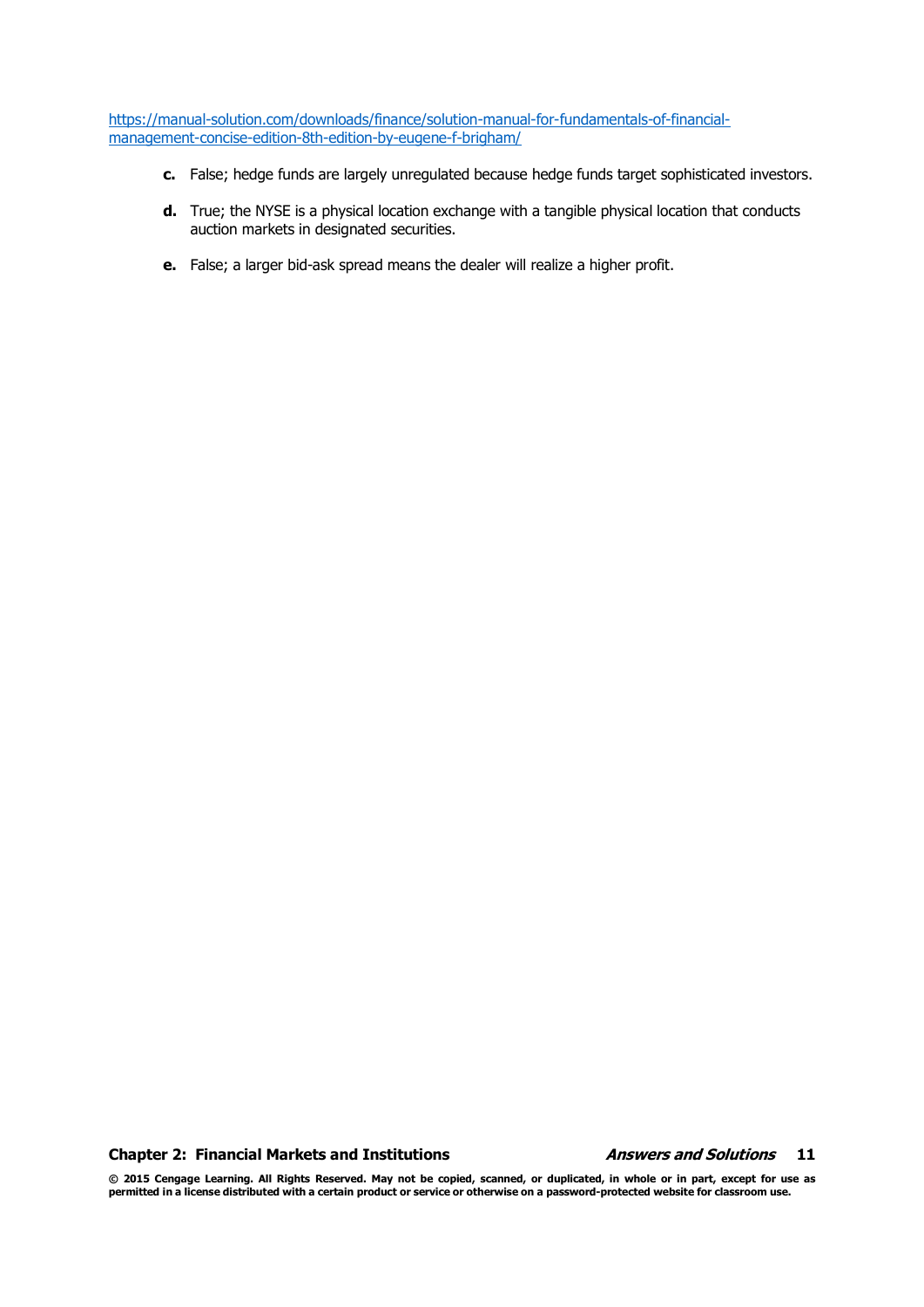https://manual-solution.com/downloads/finance/solution-manual-for-fundamentals-of-financial-management-concise-edition-8th-edition-by-eugene-f-brigham/

**c.** False; hedge funds are largely unregulated because hedge funds target sophisticated investors.

**d.** True; the NYSE is a physical location exchange with a tangible physical location that conducts auction markets in designated securities.

**e.** False; a larger bid-ask spread means the dealer will realize a higher profit.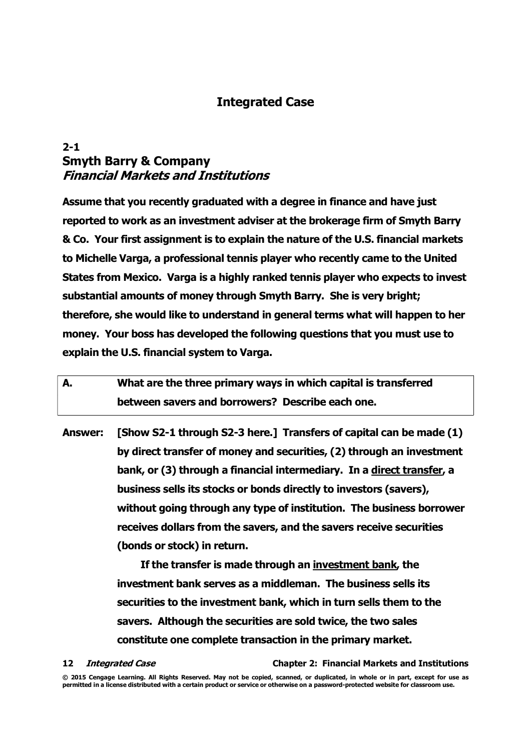## Integrated Case

### 2-1
### Smyth Barry & Company
### *Financial Markets and Institutions*

**Assume that you recently graduated with a degree in finance and have just reported to work as an investment adviser at the brokerage firm of Smyth Barry & Co. Your first assignment is to explain the nature of the U.S. financial markets to Michelle Varga, a professional tennis player who recently came to the United States from Mexico. Varga is a highly ranked tennis player who expects to invest substantial amounts of money through Smyth Barry. She is very bright; therefore, she would like to understand in general terms what will happen to her money. Your boss has developed the following questions that you must use to explain the U.S. financial system to Varga.**

| **A.** | **What are the three primary ways in which capital is transferred between savers and borrowers? Describe each one.** |
|---|---|

**Answer:** **[Show S2-1 through S2-3 here.] Transfers of capital can be made (1) by direct transfer of money and securities, (2) through an investment bank, or (3) through a financial intermediary. In a <u>direct transfer</u>, a business sells its stocks or bonds directly to investors (savers), without going through any type of institution. The business borrower receives dollars from the savers, and the savers receive securities (bonds or stock) in return.**

**If the transfer is made through an <u>investment bank</u>, the investment bank serves as a middleman. The business sells its securities to the investment bank, which in turn sells them to the savers. Although the securities are sold twice, the two sales constitute one complete transaction in the primary market.**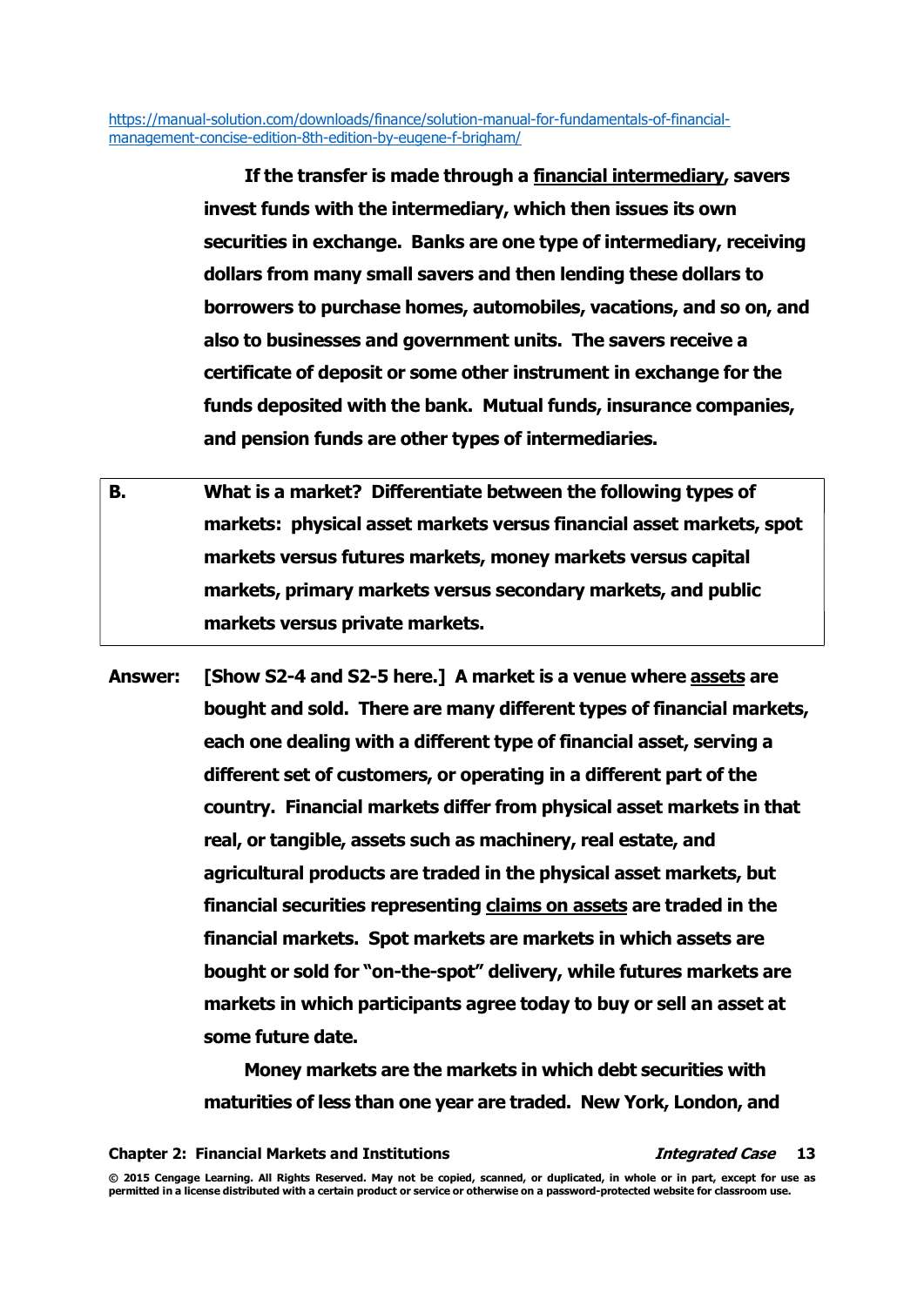https://manual-solution.com/downloads/finance/solution-manual-for-fundamentals-of-financial-management-concise-edition-8th-edition-by-eugene-f-brigham/

**If the transfer is made through a <u>financial intermediary</u>, savers invest funds with the intermediary, which then issues its own securities in exchange. Banks are one type of intermediary, receiving dollars from many small savers and then lending these dollars to borrowers to purchase homes, automobiles, vacations, and so on, and also to businesses and government units. The savers receive a certificate of deposit or some other instrument in exchange for the funds deposited with the bank. Mutual funds, insurance companies, and pension funds are other types of intermediaries.**

| **B.** | **What is a market? Differentiate between the following types of markets: physical asset markets versus financial asset markets, spot markets versus futures markets, money markets versus capital markets, primary markets versus secondary markets, and public markets versus private markets.** |
|---|---|

**Answer: [Show S2-4 and S2-5 here.] A market is a venue where <u>assets</u> are bought and sold. There are many different types of financial markets, each one dealing with a different type of financial asset, serving a different set of customers, or operating in a different part of the country. Financial markets differ from physical asset markets in that real, or tangible, assets such as machinery, real estate, and agricultural products are traded in the physical asset markets, but financial securities representing <u>claims on assets</u> are traded in the financial markets. Spot markets are markets in which assets are bought or sold for "on-the-spot" delivery, while futures markets are markets in which participants agree today to buy or sell an asset at some future date.**

**Money markets are the markets in which debt securities with maturities of less than one year are traded. New York, London, and**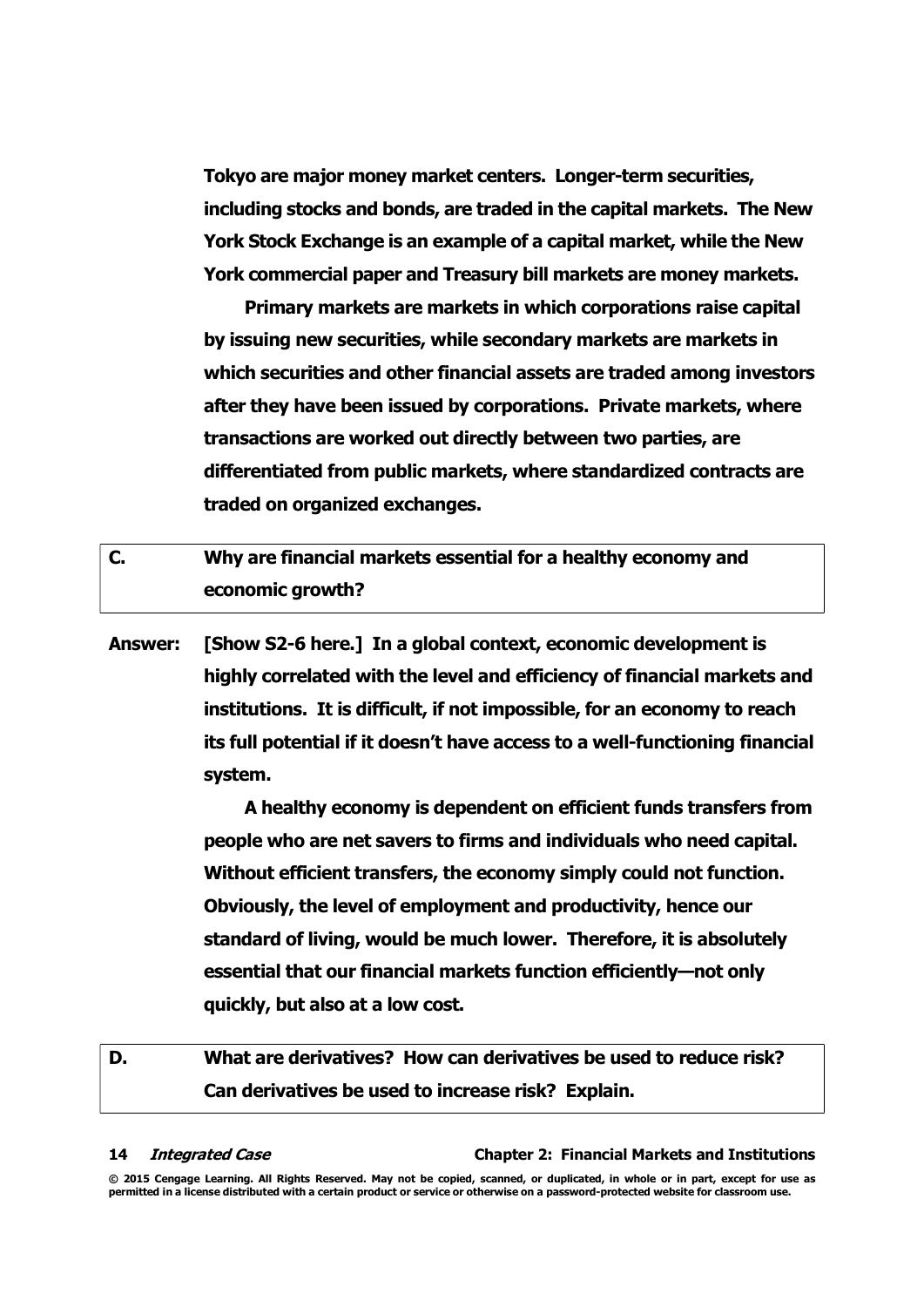**Tokyo are major money market centers. Longer-term securities, including stocks and bonds, are traded in the capital markets. The New York Stock Exchange is an example of a capital market, while the New York commercial paper and Treasury bill markets are money markets.**

**Primary markets are markets in which corporations raise capital by issuing new securities, while secondary markets are markets in which securities and other financial assets are traded among investors after they have been issued by corporations. Private markets, where transactions are worked out directly between two parties, are differentiated from public markets, where standardized contracts are traded on organized exchanges.**

**C. Why are financial markets essential for a healthy economy and economic growth?**

**Answer: [Show S2-6 here.] In a global context, economic development is highly correlated with the level and efficiency of financial markets and institutions. It is difficult, if not impossible, for an economy to reach its full potential if it doesn't have access to a well-functioning financial system.**

**A healthy economy is dependent on efficient funds transfers from people who are net savers to firms and individuals who need capital. Without efficient transfers, the economy simply could not function. Obviously, the level of employment and productivity, hence our standard of living, would be much lower. Therefore, it is absolutely essential that our financial markets function efficiently—not only quickly, but also at a low cost.**

**D. What are derivatives? How can derivatives be used to reduce risk? Can derivatives be used to increase risk? Explain.**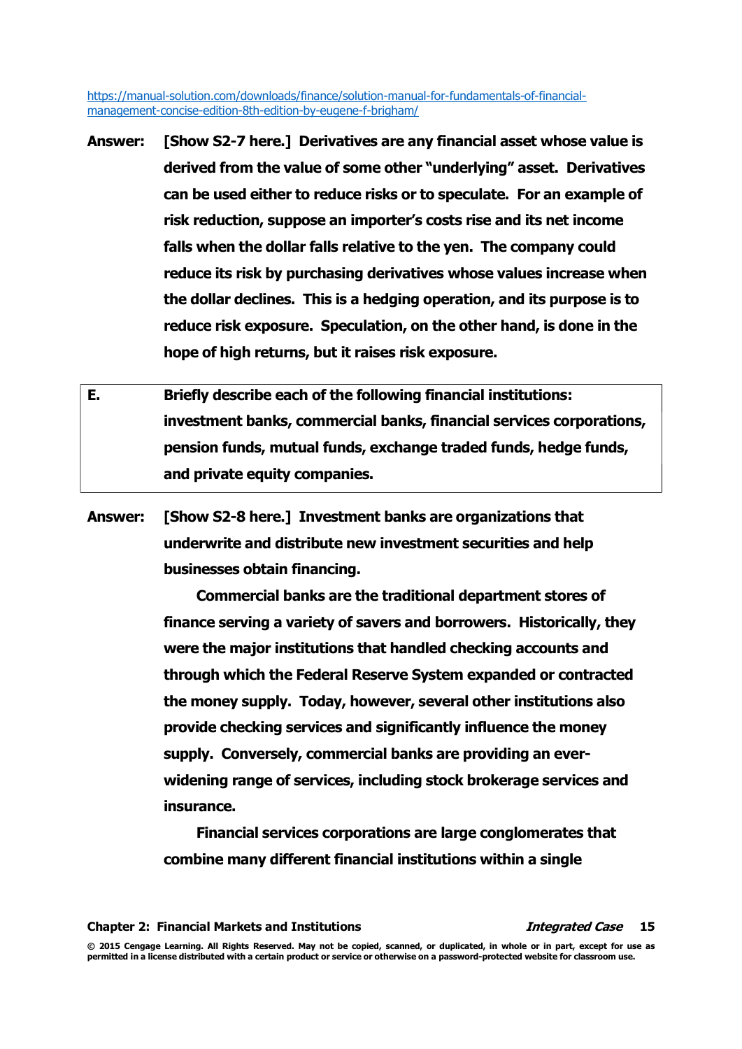https://manual-solution.com/downloads/finance/solution-manual-for-fundamentals-of-financial-management-concise-edition-8th-edition-by-eugene-f-brigham/

**Answer: [Show S2-7 here.] Derivatives are any financial asset whose value is derived from the value of some other "underlying" asset. Derivatives can be used either to reduce risks or to speculate. For an example of risk reduction, suppose an importer's costs rise and its net income falls when the dollar falls relative to the yen. The company could reduce its risk by purchasing derivatives whose values increase when the dollar declines. This is a hedging operation, and its purpose is to reduce risk exposure. Speculation, on the other hand, is done in the hope of high returns, but it raises risk exposure.**

**E. Briefly describe each of the following financial institutions: investment banks, commercial banks, financial services corporations, pension funds, mutual funds, exchange traded funds, hedge funds, and private equity companies.**

**Answer: [Show S2-8 here.] Investment banks are organizations that underwrite and distribute new investment securities and help businesses obtain financing.**

**Commercial banks are the traditional department stores of finance serving a variety of savers and borrowers. Historically, they were the major institutions that handled checking accounts and through which the Federal Reserve System expanded or contracted the money supply. Today, however, several other institutions also provide checking services and significantly influence the money supply. Conversely, commercial banks are providing an ever-widening range of services, including stock brokerage services and insurance.**

**Financial services corporations are large conglomerates that combine many different financial institutions within a single**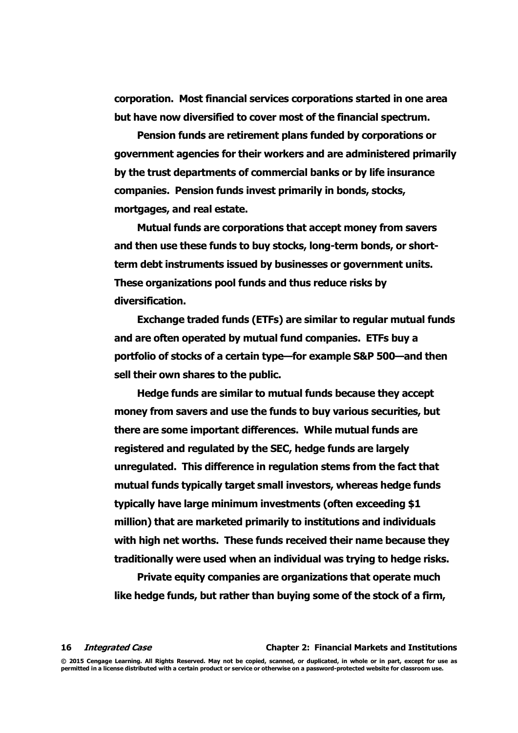**corporation. Most financial services corporations started in one area but have now diversified to cover most of the financial spectrum.**

**Pension funds are retirement plans funded by corporations or government agencies for their workers and are administered primarily by the trust departments of commercial banks or by life insurance companies. Pension funds invest primarily in bonds, stocks, mortgages, and real estate.**

**Mutual funds are corporations that accept money from savers and then use these funds to buy stocks, long-term bonds, or short-term debt instruments issued by businesses or government units. These organizations pool funds and thus reduce risks by diversification.**

**Exchange traded funds (ETFs) are similar to regular mutual funds and are often operated by mutual fund companies. ETFs buy a portfolio of stocks of a certain type—for example S&P 500—and then sell their own shares to the public.**

**Hedge funds are similar to mutual funds because they accept money from savers and use the funds to buy various securities, but there are some important differences. While mutual funds are registered and regulated by the SEC, hedge funds are largely unregulated. This difference in regulation stems from the fact that mutual funds typically target small investors, whereas hedge funds typically have large minimum investments (often exceeding $1 million) that are marketed primarily to institutions and individuals with high net worths. These funds received their name because they traditionally were used when an individual was trying to hedge risks.**

**Private equity companies are organizations that operate much like hedge funds, but rather than buying some of the stock of a firm,**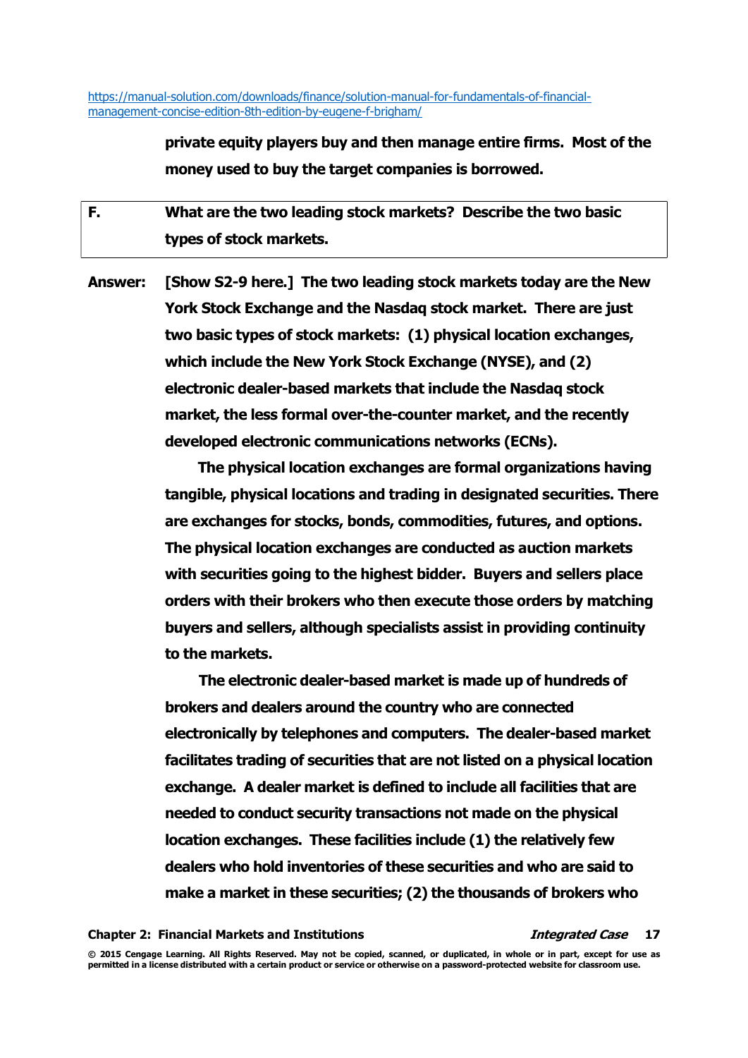**private equity players buy and then manage entire firms. Most of the money used to buy the target companies is borrowed.**

| F. | What are the two leading stock markets? Describe the two basic types of stock markets. |
| --- | --- |

**Answer:** **[Show S2-9 here.] The two leading stock markets today are the New York Stock Exchange and the Nasdaq stock market. There are just two basic types of stock markets: (1) physical location exchanges, which include the New York Stock Exchange (NYSE), and (2) electronic dealer-based markets that include the Nasdaq stock market, the less formal over-the-counter market, and the recently developed electronic communications networks (ECNs).**

**The physical location exchanges are formal organizations having tangible, physical locations and trading in designated securities. There are exchanges for stocks, bonds, commodities, futures, and options. The physical location exchanges are conducted as auction markets with securities going to the highest bidder. Buyers and sellers place orders with their brokers who then execute those orders by matching buyers and sellers, although specialists assist in providing continuity to the markets.**

**The electronic dealer-based market is made up of hundreds of brokers and dealers around the country who are connected electronically by telephones and computers. The dealer-based market facilitates trading of securities that are not listed on a physical location exchange. A dealer market is defined to include all facilities that are needed to conduct security transactions not made on the physical location exchanges. These facilities include (1) the relatively few dealers who hold inventories of these securities and who are said to make a market in these securities; (2) the thousands of brokers who**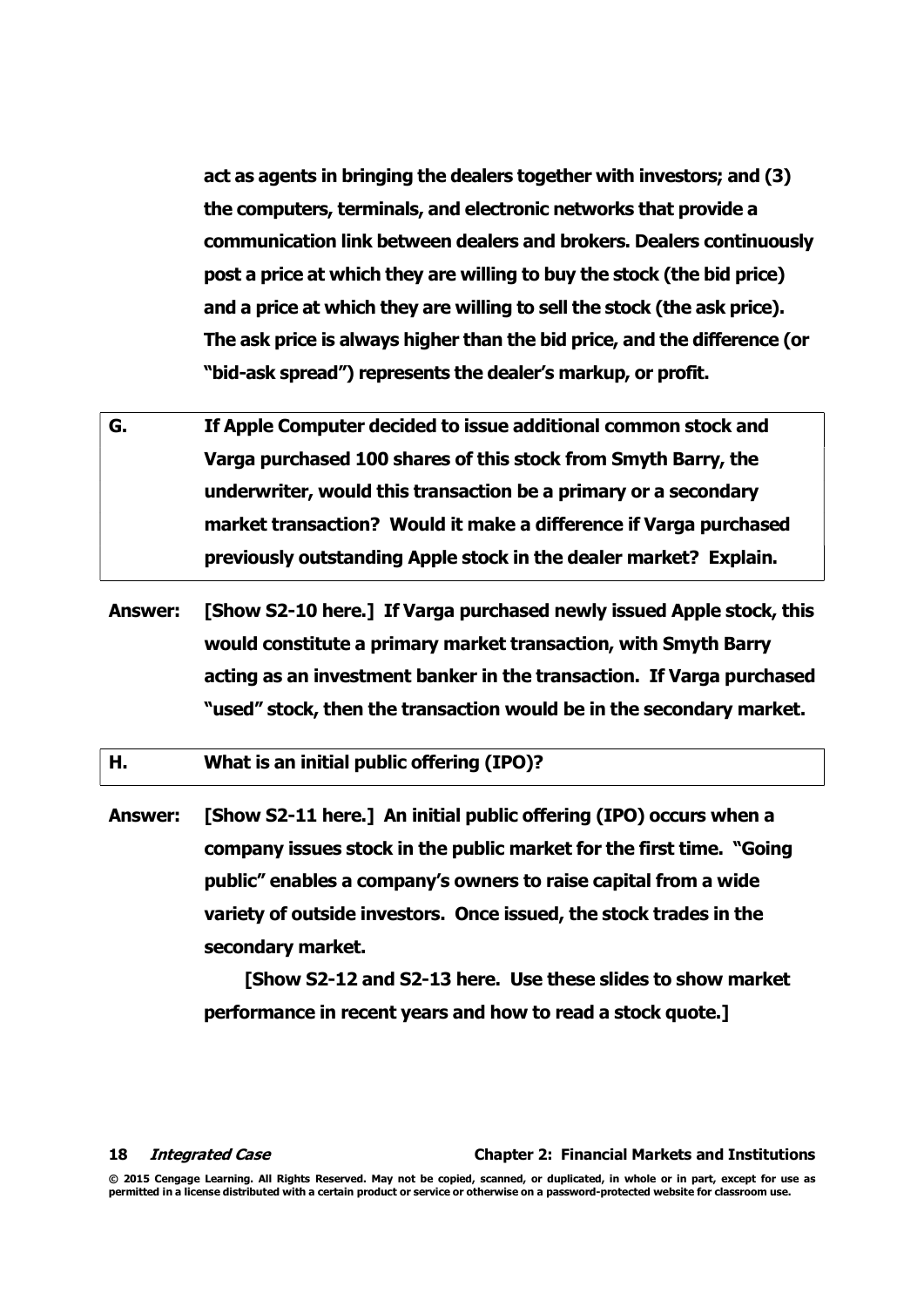**act as agents in bringing the dealers together with investors; and (3) the computers, terminals, and electronic networks that provide a communication link between dealers and brokers. Dealers continuously post a price at which they are willing to buy the stock (the bid price) and a price at which they are willing to sell the stock (the ask price). The ask price is always higher than the bid price, and the difference (or "bid-ask spread") represents the dealer's markup, or profit.**

| **G.** | **If Apple Computer decided to issue additional common stock and Varga purchased 100 shares of this stock from Smyth Barry, the underwriter, would this transaction be a primary or a secondary market transaction? Would it make a difference if Varga purchased previously outstanding Apple stock in the dealer market? Explain.** |
|---|---|

**Answer: [Show S2-10 here.] If Varga purchased newly issued Apple stock, this would constitute a primary market transaction, with Smyth Barry acting as an investment banker in the transaction. If Varga purchased "used" stock, then the transaction would be in the secondary market.**

| **H.** | **What is an initial public offering (IPO)?** |
|---|---|

**Answer: [Show S2-11 here.] An initial public offering (IPO) occurs when a company issues stock in the public market for the first time. "Going public" enables a company's owners to raise capital from a wide variety of outside investors. Once issued, the stock trades in the secondary market.**

**[Show S2-12 and S2-13 here. Use these slides to show market performance in recent years and how to read a stock quote.]**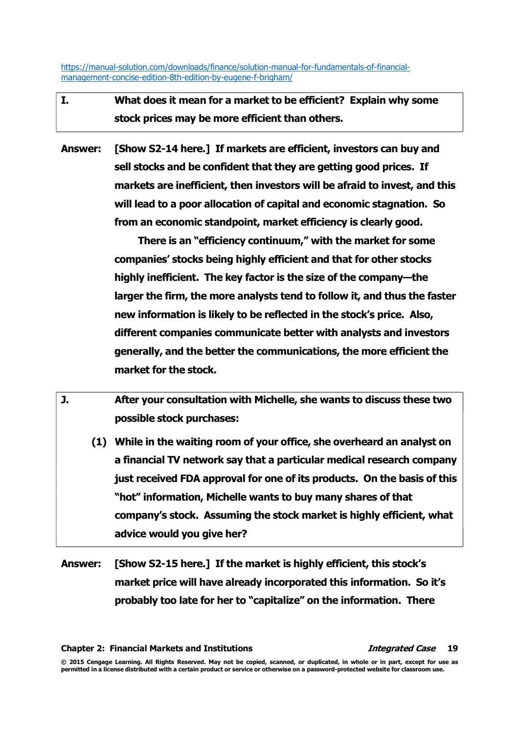https://manual-solution.com/downloads/finance/solution-manual-for-fundamentals-of-financial-management-concise-edition-8th-edition-by-eugene-f-brigham/

**I. What does it mean for a market to be efficient? Explain why some stock prices may be more efficient than others.**

**Answer:** **[Show S2-14 here.] If markets are efficient, investors can buy and sell stocks and be confident that they are getting good prices. If markets are inefficient, then investors will be afraid to invest, and this will lead to a poor allocation of capital and economic stagnation. So from an economic standpoint, market efficiency is clearly good.**

**There is an "efficiency continuum," with the market for some companies' stocks being highly efficient and that for other stocks highly inefficient. The key factor is the size of the company—the larger the firm, the more analysts tend to follow it, and thus the faster new information is likely to be reflected in the stock's price. Also, different companies communicate better with analysts and investors generally, and the better the communications, the more efficient the market for the stock.**

**J. After your consultation with Michelle, she wants to discuss these two possible stock purchases:**

**(1) While in the waiting room of your office, she overheard an analyst on a financial TV network say that a particular medical research company just received FDA approval for one of its products. On the basis of this "hot" information, Michelle wants to buy many shares of that company's stock. Assuming the stock market is highly efficient, what advice would you give her?**

**Answer:** **[Show S2-15 here.] If the market is highly efficient, this stock's market price will have already incorporated this information. So it's probably too late for her to "capitalize" on the information. There**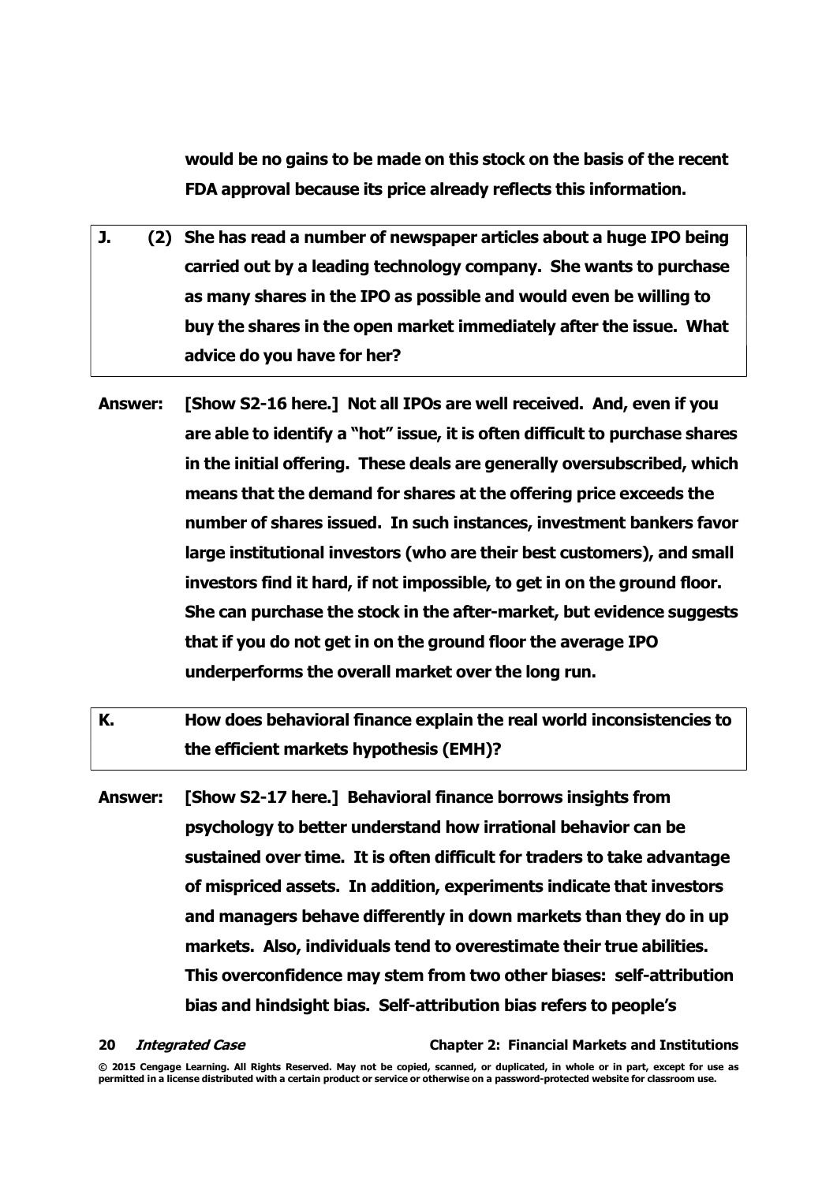**would be no gains to be made on this stock on the basis of the recent FDA approval because its price already reflects this information.**

**J. (2) She has read a number of newspaper articles about a huge IPO being carried out by a leading technology company. She wants to purchase as many shares in the IPO as possible and would even be willing to buy the shares in the open market immediately after the issue. What advice do you have for her?**

**Answer: [Show S2-16 here.] Not all IPOs are well received. And, even if you are able to identify a "hot" issue, it is often difficult to purchase shares in the initial offering. These deals are generally oversubscribed, which means that the demand for shares at the offering price exceeds the number of shares issued. In such instances, investment bankers favor large institutional investors (who are their best customers), and small investors find it hard, if not impossible, to get in on the ground floor. She can purchase the stock in the after-market, but evidence suggests that if you do not get in on the ground floor the average IPO underperforms the overall market over the long run.**

**K. How does behavioral finance explain the real world inconsistencies to the efficient markets hypothesis (EMH)?**

**Answer: [Show S2-17 here.] Behavioral finance borrows insights from psychology to better understand how irrational behavior can be sustained over time. It is often difficult for traders to take advantage of mispriced assets. In addition, experiments indicate that investors and managers behave differently in down markets than they do in up markets. Also, individuals tend to overestimate their true abilities. This overconfidence may stem from two other biases: self-attribution bias and hindsight bias. Self-attribution bias refers to people's**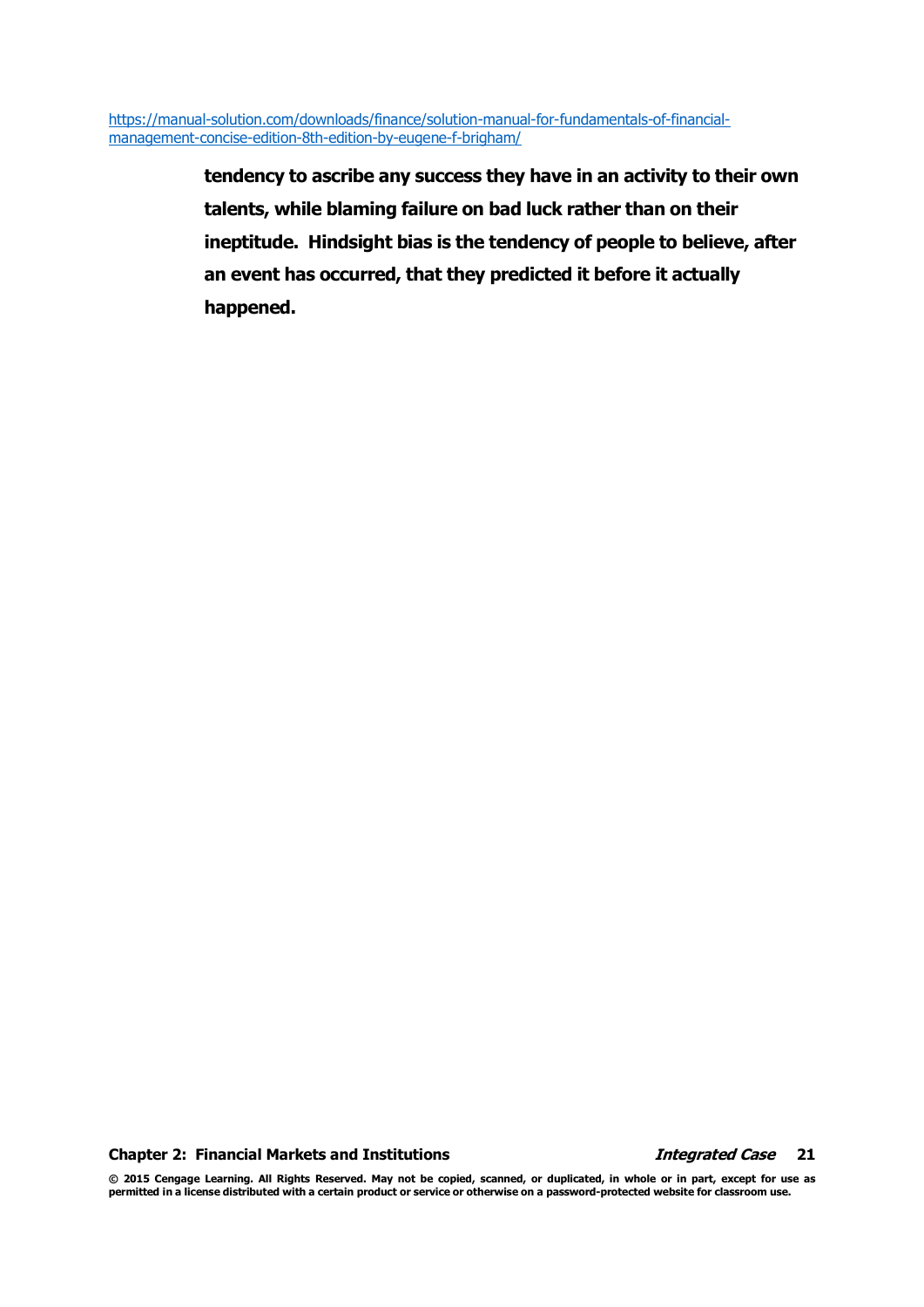**tendency to ascribe any success they have in an activity to their own talents, while blaming failure on bad luck rather than on their ineptitude. Hindsight bias is the tendency of people to believe, after an event has occurred, that they predicted it before it actually happened.**